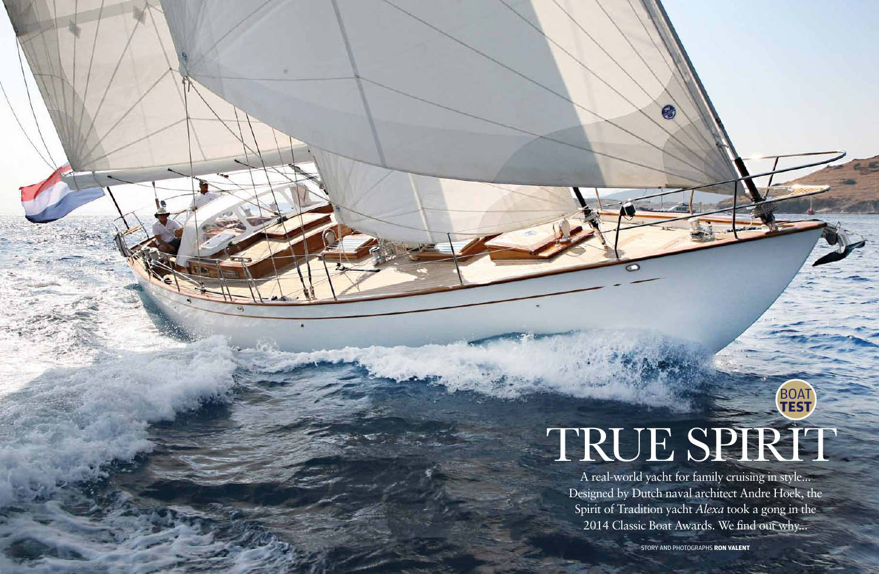BOAT TEST

# TRUE SPIRIT

A real-world yacht for family cruising in style... Designed by Dutch naval architect Andre Hoek, the Spirit of Tradition yacht *Alexa* took a gong in the 2014 Classic Boat Awards. We find out why...

STORY AND PHOTOGRAPHS **RON VALENT**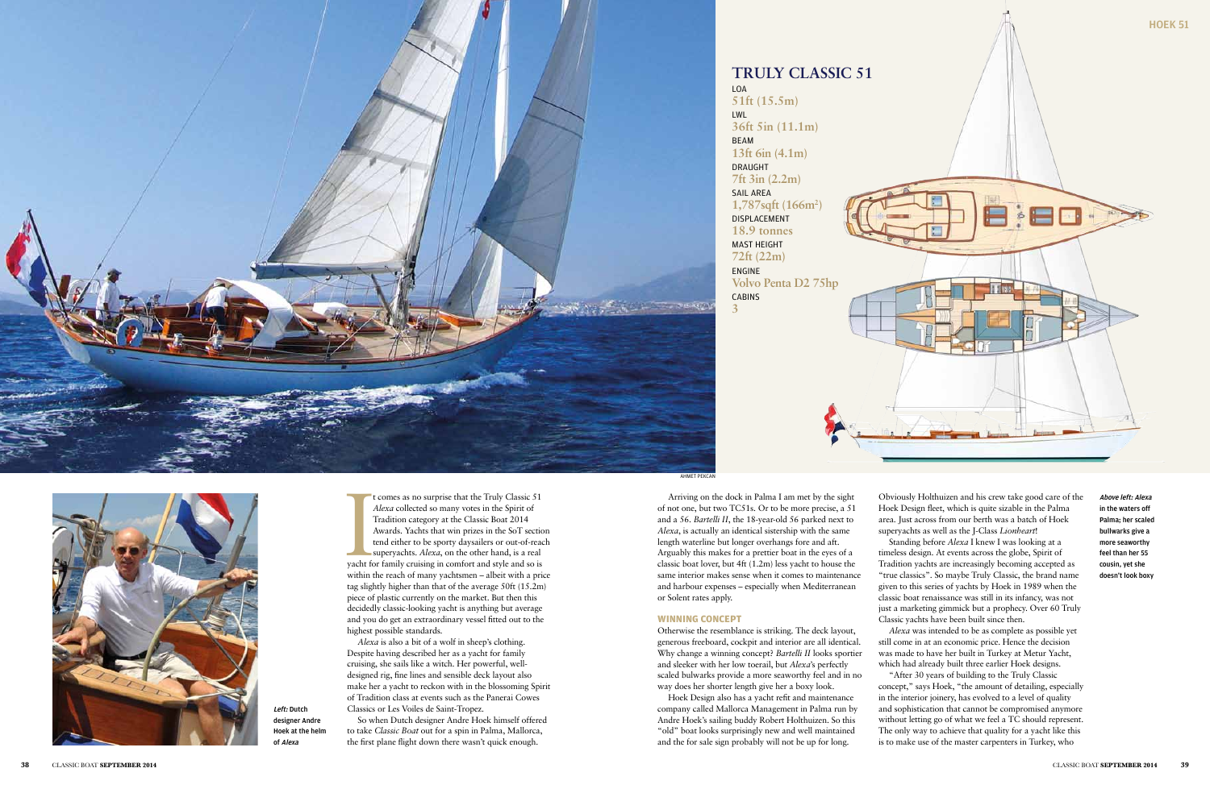## TRULY CLASSIC 51

LOA
**51ft (15.5m)**

LWL
**36ft 5in (11.1m)**

BEAM
**13ft 6in (4.1m)**

DRAUGHT
**7ft 3in (2.2m)**

SAIL AREA
**1,787sqft (166m²)**

DISPLACEMENT
**18.9 tonnes**

MAST HEIGHT
**72ft (22m)**

ENGINE
**Volvo Penta D2 75hp**

CABINS
**3**

AHMET PEKCAN

*Left:* Dutch designer Andre Hoek at the helm of *Alexa*

It comes as no surprise that the Truly Classic 51 *Alexa* collected so many votes in the Spirit of Tradition category at the Classic Boat 2014 Awards. Yachts that win prizes in the SoT section tend either to be sporty daysailers or out-of-reach superyachts. *Alexa*, on the other hand, is a real yacht for family cruising in comfort and style and so is within the reach of many yachtsmen – albeit with a price tag slightly higher than that of the average 50ft (15.2m) piece of plastic currently on the market. But then this decidedly classic-looking yacht is anything but average and you do get an extraordinary vessel fitted out to the highest possible standards.

*Alexa* is also a bit of a wolf in sheep's clothing. Despite having described her as a yacht for family cruising, she sails like a witch. Her powerful, well-designed rig, fine lines and sensible deck layout also make her a yacht to reckon with in the blossoming Spirit of Tradition class at events such as the Panerai Cowes Classics or Les Voiles de Saint-Tropez.

So when Dutch designer Andre Hoek himself offered to take *Classic Boat* out for a spin in Palma, Mallorca, the first plane flight down there wasn't quick enough.

Arriving on the dock in Palma I am met by the sight of not one, but two TC51s. Or to be more precise, a 51 and a 56. *Bartelli II*, the 18-year-old 56 parked next to *Alexa*, is actually an identical sistership with the same length waterline but longer overhangs fore and aft. Arguably this makes for a prettier boat in the eyes of a classic boat lover, but 4ft (1.2m) less yacht to house the same interior makes sense when it comes to maintenance and harbour expenses – especially when Mediterranean or Solent rates apply.

### WINNING CONCEPT

Otherwise the resemblance is striking. The deck layout, generous freeboard, cockpit and interior are all identical. Why change a winning concept? *Bartelli II* looks sportier and sleeker with her low toerail, but *Alexa*'s perfectly scaled bulwarks provide a more seaworthy feel and in no way does her shorter length give her a boxy look.

Hoek Design also has a yacht refit and maintenance company called Mallorca Management in Palma run by Andre Hoek's sailing buddy Robert Holthuizen. So this "old" boat looks surprisingly new and well maintained and the for sale sign probably will not be up for long.

Obviously Holthuizen and his crew take good care of the Hoek Design fleet, which is quite sizable in the Palma area. Just across from our berth was a batch of Hoek superyachts as well as the J-Class *Lionheart*!

Standing before *Alexa* I knew I was looking at a timeless design. At events across the globe, Spirit of Tradition yachts are increasingly becoming accepted as "true classics". So maybe Truly Classic, the brand name given to this series of yachts by Hoek in 1989 when the classic boat renaissance was still in its infancy, was not just a marketing gimmick but a prophecy. Over 60 Truly Classic yachts have been built since then.

*Alexa* was intended to be as complete as possible yet still come in at an economic price. Hence the decision was made to have her built in Turkey at Metur Yacht, which had already built three earlier Hoek designs.

"After 30 years of building to the Truly Classic concept," says Hoek, "the amount of detailing, especially in the interior joinery, has evolved to a level of quality and sophistication that cannot be compromised anymore without letting go of what we feel a TC should represent. The only way to achieve that quality for a yacht like this is to make use of the master carpenters in Turkey, who

*Above left: Alexa* in the waters off Palma; her scaled bulwarks give a more seaworthy feel than her 55 cousin, yet she doesn't look boxy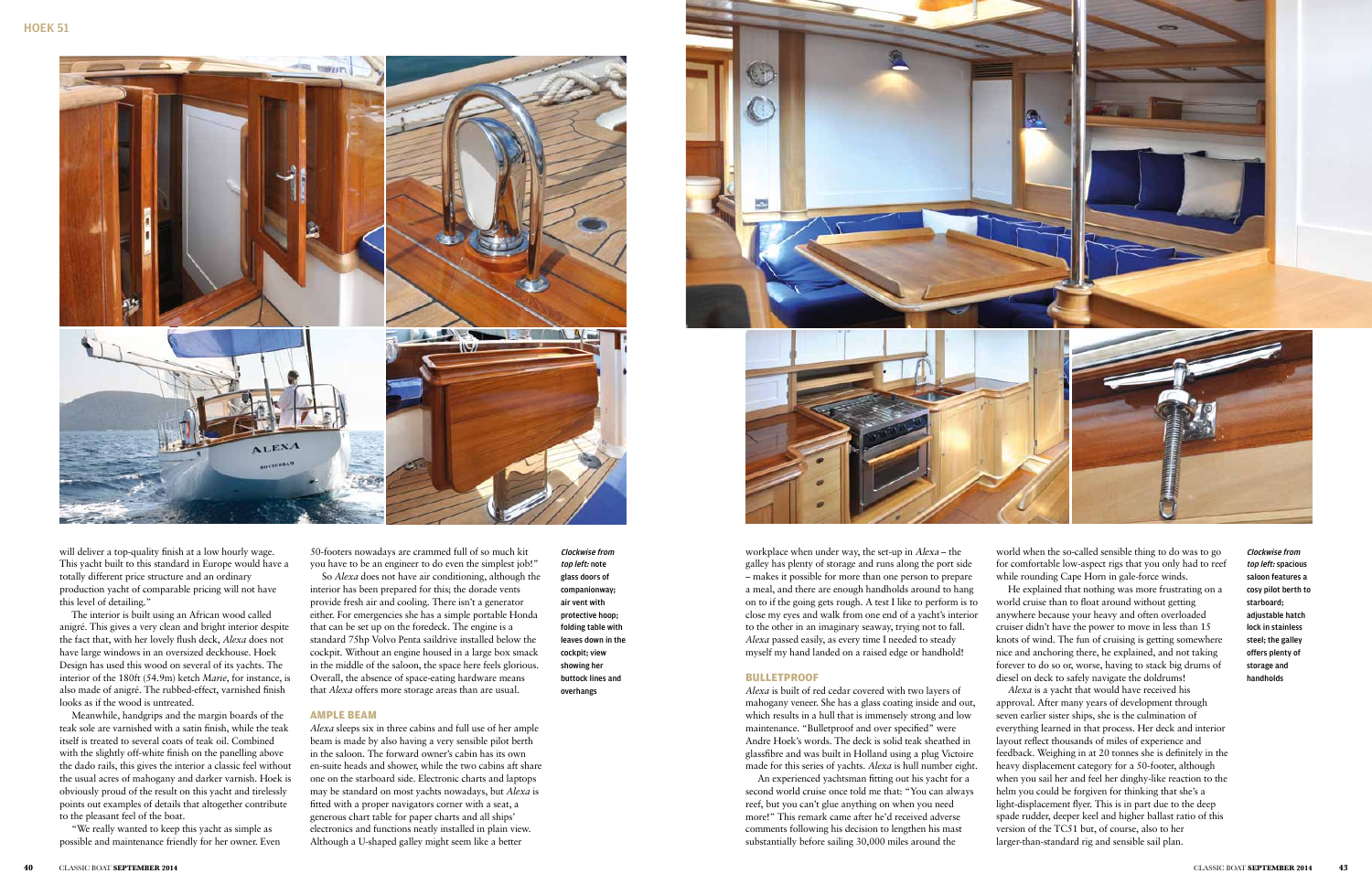will deliver a top-quality finish at a low hourly wage. This yacht built to this standard in Europe would have a totally different price structure and an ordinary production yacht of comparable pricing will not have this level of detailing."

The interior is built using an African wood called anigré. This gives a very clean and bright interior despite the fact that, with her lovely flush deck, *Alexa* does not have large windows in an oversized deckhouse. Hoek Design has used this wood on several of its yachts. The interior of the 180ft (54.9m) ketch *Marie*, for instance, is also made of anigré. The rubbed-effect, varnished finish looks as if the wood is untreated.

Meanwhile, handgrips and the margin boards of the teak sole are varnished with a satin finish, while the teak itself is treated to several coats of teak oil. Combined with the slightly off-white finish on the panelling above the dado rails, this gives the interior a classic feel without the usual acres of mahogany and darker varnish. Hoek is obviously proud of the result on this yacht and tirelessly points out examples of details that altogether contribute to the pleasant feel of the boat.

"We really wanted to keep this yacht as simple as possible and maintenance friendly for her owner. Even 50-footers nowadays are crammed full of so much kit you have to be an engineer to do even the simplest job!"

So *Alexa* does not have air conditioning, although the interior has been prepared for this; the dorade vents provide fresh air and cooling. There isn't a generator either. For emergencies she has a simple portable Honda that can be set up on the foredeck. The engine is a standard 75hp Volvo Penta saildrive installed below the cockpit. Without an engine housed in a large box smack in the middle of the saloon, the space here feels glorious. Overall, the absence of space-eating hardware means that *Alexa* offers more storage areas than are usual.

## AMPLE BEAM

*Alexa* sleeps six in three cabins and full use of her ample beam is made by also having a very sensible pilot berth in the saloon. The forward owner's cabin has its own en-suite heads and shower, while the two cabins aft share one on the starboard side. Electronic charts and laptops may be standard on most yachts nowadays, but *Alexa* is fitted with a proper navigators corner with a seat, a generous chart table for paper charts and all ships' electronics and functions neatly installed in plain view. Although a U-shaped galley might seem like a better workplace when under way, the set-up in *Alexa* – the galley has plenty of storage and runs along the port side – makes it possible for more than one person to prepare a meal, and there are enough handholds around to hang on to if the going gets rough. A test I like to perform is to close my eyes and walk from one end of a yacht's interior to the other in an imaginary seaway, trying not to fall. *Alexa* passed easily, as every time I needed to steady myself my hand landed on a raised edge or handhold!

***Clockwise from top left:*** **note glass doors of companionway; air vent with protective hoop; folding table with leaves down in the cockpit; view showing her buttock lines and overhangs**

## BULLETPROOF

*Alexa* is built of red cedar covered with two layers of mahogany veneer. She has a glass coating inside and out, which results in a hull that is immensely strong and low maintenance. "Bulletproof and over specified" were Andre Hoek's words. The deck is solid teak sheathed in glassfibre and was built in Holland using a plug Victoire made for this series of yachts. *Alexa* is hull number eight.

An experienced yachtsman fitting out his yacht for a second world cruise once told me that: "You can always reef, but you can't glue anything on when you need more!" This remark came after he'd received adverse comments following his decision to lengthen his mast substantially before sailing 30,000 miles around the world when the so-called sensible thing to do was to go for comfortable low-aspect rigs that you only had to reef while rounding Cape Horn in gale-force winds.

He explained that nothing was more frustrating on a world cruise than to float around without getting anywhere because your heavy and often overloaded cruiser didn't have the power to move in less than 15 knots of wind. The fun of cruising is getting somewhere nice and anchoring there, he explained, and not taking forever to do so or, worse, having to stack big drums of diesel on deck to safely navigate the doldrums!

*Alexa* is a yacht that would have received his approval. After many years of development through seven earlier sister ships, she is the culmination of everything learned in that process. Her deck and interior layout reflect thousands of miles of experience and feedback. Weighing in at 20 tonnes she is definitely in the heavy displacement category for a 50-footer, although when you sail her and feel her dinghy-like reaction to the helm you could be forgiven for thinking that she's a light-displacement flyer. This is in part due to the deep spade rudder, deeper keel and higher ballast ratio of this version of the TC51 but, of course, also to her larger-than-standard rig and sensible sail plan.

***Clockwise from top left:*** **spacious saloon features a cosy pilot berth to starboard; adjustable hatch lock in stainless steel; the galley offers plenty of storage and handholds**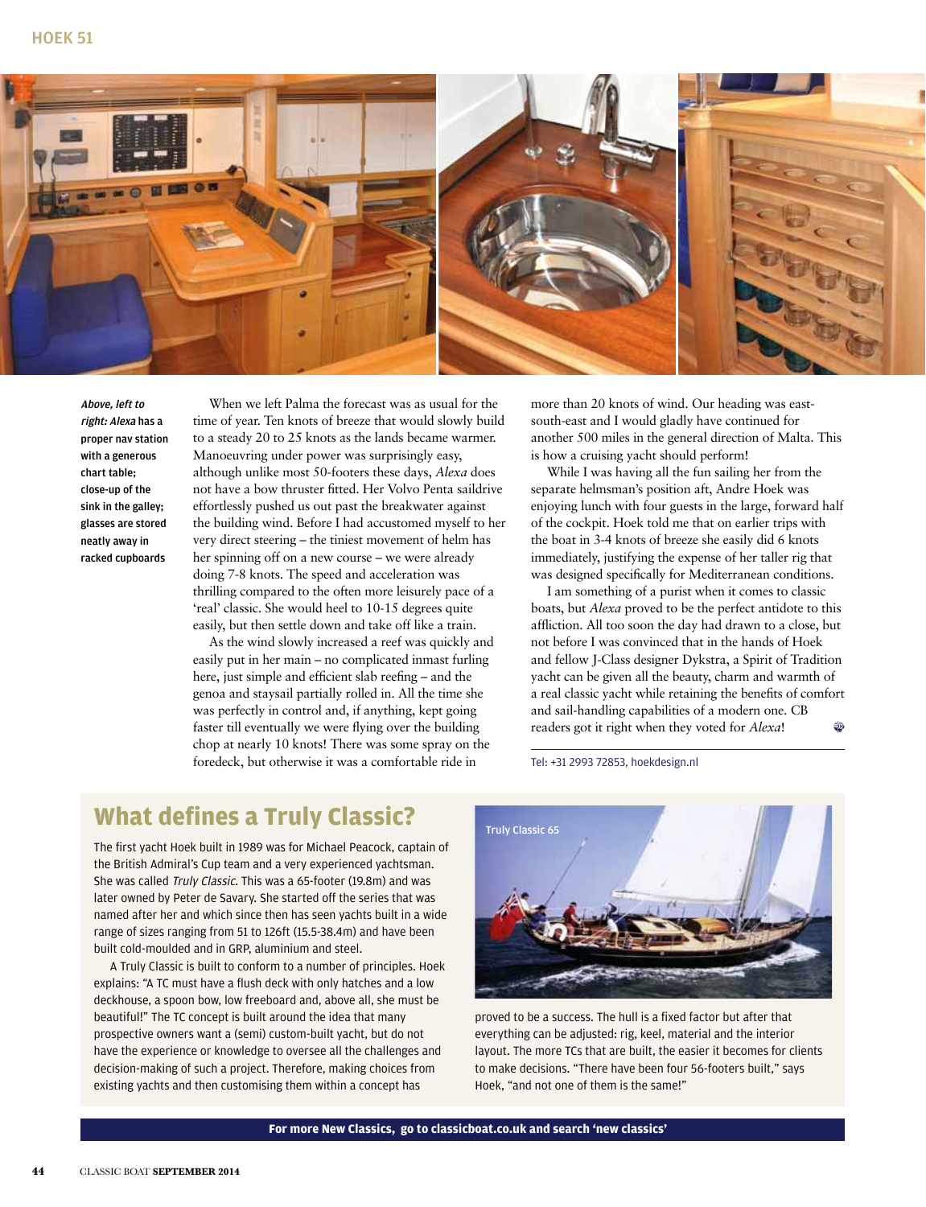*Above, left to right: Alexa* **has a proper nav station with a generous chart table; close-up of the sink in the galley; glasses are stored neatly away in racked cupboards**

When we left Palma the forecast was as usual for the time of year. Ten knots of breeze that would slowly build to a steady 20 to 25 knots as the lands became warmer. Manoeuvring under power was surprisingly easy, although unlike most 50-footers these days, *Alexa* does not have a bow thruster fitted. Her Volvo Penta saildrive effortlessly pushed us out past the breakwater against the building wind. Before I had accustomed myself to her very direct steering – the tiniest movement of helm has her spinning off on a new course – we were already doing 7-8 knots. The speed and acceleration was thrilling compared to the often more leisurely pace of a 'real' classic. She would heel to 10-15 degrees quite easily, but then settle down and take off like a train.

As the wind slowly increased a reef was quickly and easily put in her main – no complicated inmast furling here, just simple and efficient slab reefing – and the genoa and staysail partially rolled in. All the time she was perfectly in control and, if anything, kept going faster till eventually we were flying over the building chop at nearly 10 knots! There was some spray on the foredeck, but otherwise it was a comfortable ride in more than 20 knots of wind. Our heading was east-south-east and I would gladly have continued for another 500 miles in the general direction of Malta. This is how a cruising yacht should perform!

While I was having all the fun sailing her from the separate helmsman's position aft, Andre Hoek was enjoying lunch with four guests in the large, forward half of the cockpit. Hoek told me that on earlier trips with the boat in 3-4 knots of breeze she easily did 6 knots immediately, justifying the expense of her taller rig that was designed specifically for Mediterranean conditions.

I am something of a purist when it comes to classic boats, but *Alexa* proved to be the perfect antidote to this affliction. All too soon the day had drawn to a close, but not before I was convinced that in the hands of Hoek and fellow J-Class designer Dykstra, a Spirit of Tradition yacht can be given all the beauty, charm and warmth of a real classic yacht while retaining the benefits of comfort and sail-handling capabilities of a modern one. CB readers got it right when they voted for *Alexa*!

Tel: +31 2993 72853, hoekdesign.nl

## What defines a Truly Classic?

The first yacht Hoek built in 1989 was for Michael Peacock, captain of the British Admiral's Cup team and a very experienced yachtsman. She was called *Truly Classic*. This was a 65-footer (19.8m) and was later owned by Peter de Savary. She started off the series that was named after her and which since then has seen yachts built in a wide range of sizes ranging from 51 to 126ft (15.5-38.4m) and have been built cold-moulded and in GRP, aluminium and steel.

A Truly Classic is built to conform to a number of principles. Hoek explains: "A TC must have a flush deck with only hatches and a low deckhouse, a spoon bow, low freeboard and, above all, she must be beautiful!" The TC concept is built around the idea that many prospective owners want a (semi) custom-built yacht, but do not have the experience or knowledge to oversee all the challenges and decision-making of such a project. Therefore, making choices from existing yachts and then customising them within a concept has proved to be a success. The hull is a fixed factor but after that everything can be adjusted: rig, keel, material and the interior layout. The more TCs that are built, the easier it becomes for clients to make decisions. "There have been four 56-footers built," says Hoek, "and not one of them is the same!"

Truly Classic 65

**For more New Classics, go to classicboat.co.uk and search 'new classics'**